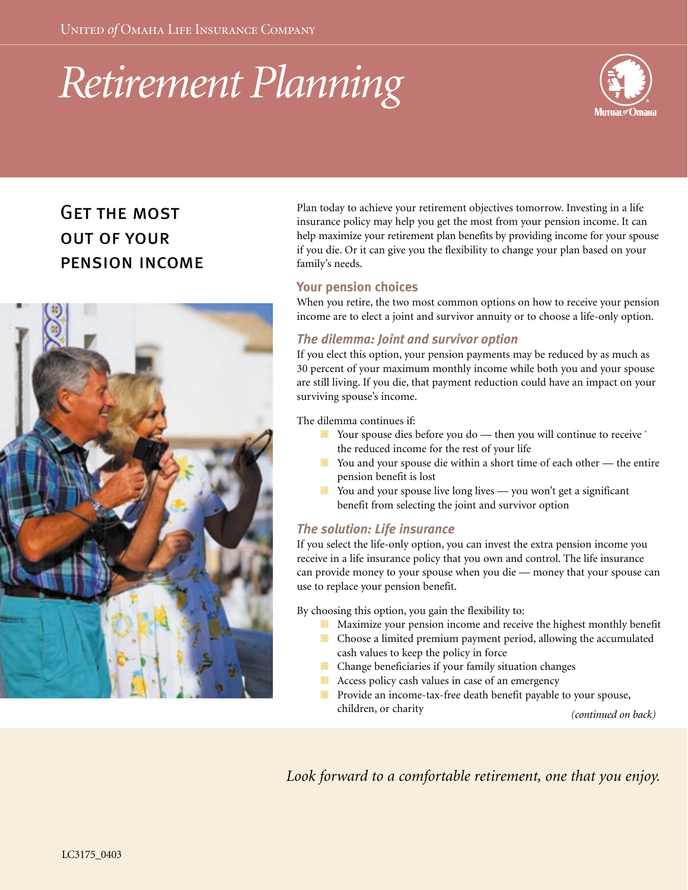United of Omaha Life Insurance Company

# Retirement Planning

## Get the most out of your pension income

Plan today to achieve your retirement objectives tomorrow. Investing in a life insurance policy may help you get the most from your pension income. It can help maximize your retirement plan benefits by providing income for your spouse if you die. Or it can give you the flexibility to change your plan based on your family's needs.

### Your pension choices

When you retire, the two most common options on how to receive your pension income are to elect a joint and survivor annuity or to choose a life-only option.

### *The dilemma: Joint and survivor option*

If you elect this option, your pension payments may be reduced by as much as 30 percent of your maximum monthly income while both you and your spouse are still living. If you die, that payment reduction could have an impact on your surviving spouse's income.

The dilemma continues if:

- Your spouse dies before you do — then you will continue to receive ` the reduced income for the rest of your life
- You and your spouse die within a short time of each other — the entire pension benefit is lost
- You and your spouse live long lives — you won't get a significant benefit from selecting the joint and survivor option

### *The solution: Life insurance*

If you select the life-only option, you can invest the extra pension income you receive in a life insurance policy that you own and control. The life insurance can provide money to your spouse when you die — money that your spouse can use to replace your pension benefit.

By choosing this option, you gain the flexibility to:

- Maximize your pension income and receive the highest monthly benefit
- Choose a limited premium payment period, allowing the accumulated cash values to keep the policy in force
- Change beneficiaries if your family situation changes
- Access policy cash values in case of an emergency
- Provide an income-tax-free death benefit payable to your spouse, children, or charity

*(continued on back)*

*Look forward to a comfortable retirement, one that you enjoy.*

LC3175_0403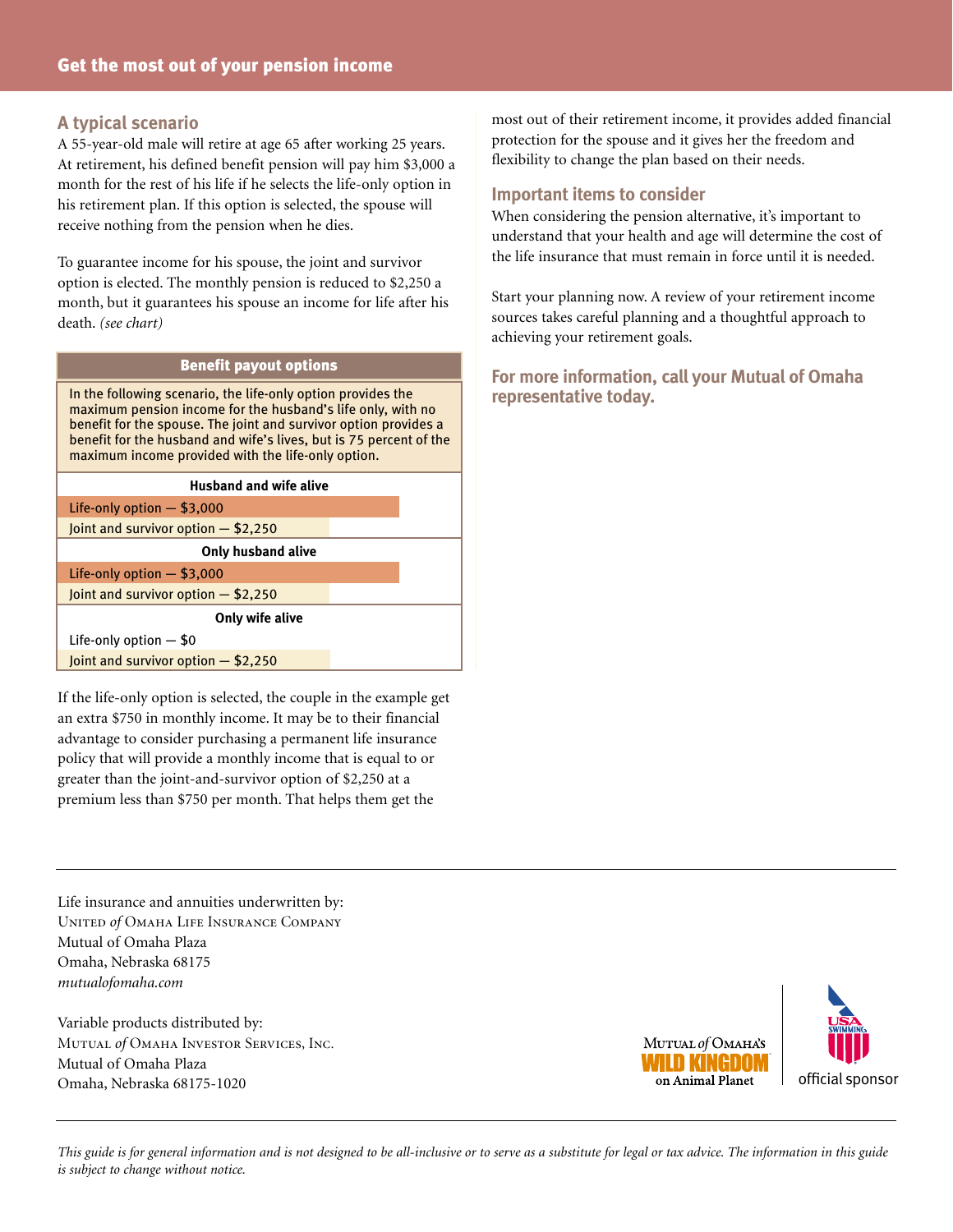## Get the most out of your pension income

### A typical scenario

A 55-year-old male will retire at age 65 after working 25 years. At retirement, his defined benefit pension will pay him $3,000 a month for the rest of his life if he selects the life-only option in his retirement plan. If this option is selected, the spouse will receive nothing from the pension when he dies.

To guarantee income for his spouse, the joint and survivor option is elected. The monthly pension is reduced to $2,250 a month, but it guarantees his spouse an income for life after his death. *(see chart)*

**Benefit payout options**

In the following scenario, the life-only option provides the maximum pension income for the husband's life only, with no benefit for the spouse. The joint and survivor option provides a benefit for the husband and wife's lives, but is 75 percent of the maximum income provided with the life-only option.

| | |
|---|---|
| **Husband and wife alive** | |
| Life-only option | $3,000 |
| Joint and survivor option | $2,250 |
| **Only husband alive** | |
| Life-only option | $3,000 |
| Joint and survivor option | $2,250 |
| **Only wife alive** | |
| Life-only option | $0 |
| Joint and survivor option | $2,250 |

If the life-only option is selected, the couple in the example get an extra $750 in monthly income. It may be to their financial advantage to consider purchasing a permanent life insurance policy that will provide a monthly income that is equal to or greater than the joint-and-survivor option of $2,250 at a premium less than $750 per month. That helps them get the most out of their retirement income, it provides added financial protection for the spouse and it gives her the freedom and flexibility to change the plan based on their needs.

### Important items to consider

When considering the pension alternative, it's important to understand that your health and age will determine the cost of the life insurance that must remain in force until it is needed.

Start your planning now. A review of your retirement income sources takes careful planning and a thoughtful approach to achieving your retirement goals.

**For more information, call your Mutual of Omaha representative today.**

Life insurance and annuities underwritten by:
United *of* Omaha Life Insurance Company
Mutual of Omaha Plaza
Omaha, Nebraska 68175
*mutualofomaha.com*

Variable products distributed by:
Mutual *of* Omaha Investor Services, Inc.
Mutual of Omaha Plaza
Omaha, Nebraska 68175-1020

Mutual *of* Omaha's Wild Kingdom on Animal Planet

USA Swimming official sponsor

*This guide is for general information and is not designed to be all-inclusive or to serve as a substitute for legal or tax advice. The information in this guide is subject to change without notice.*